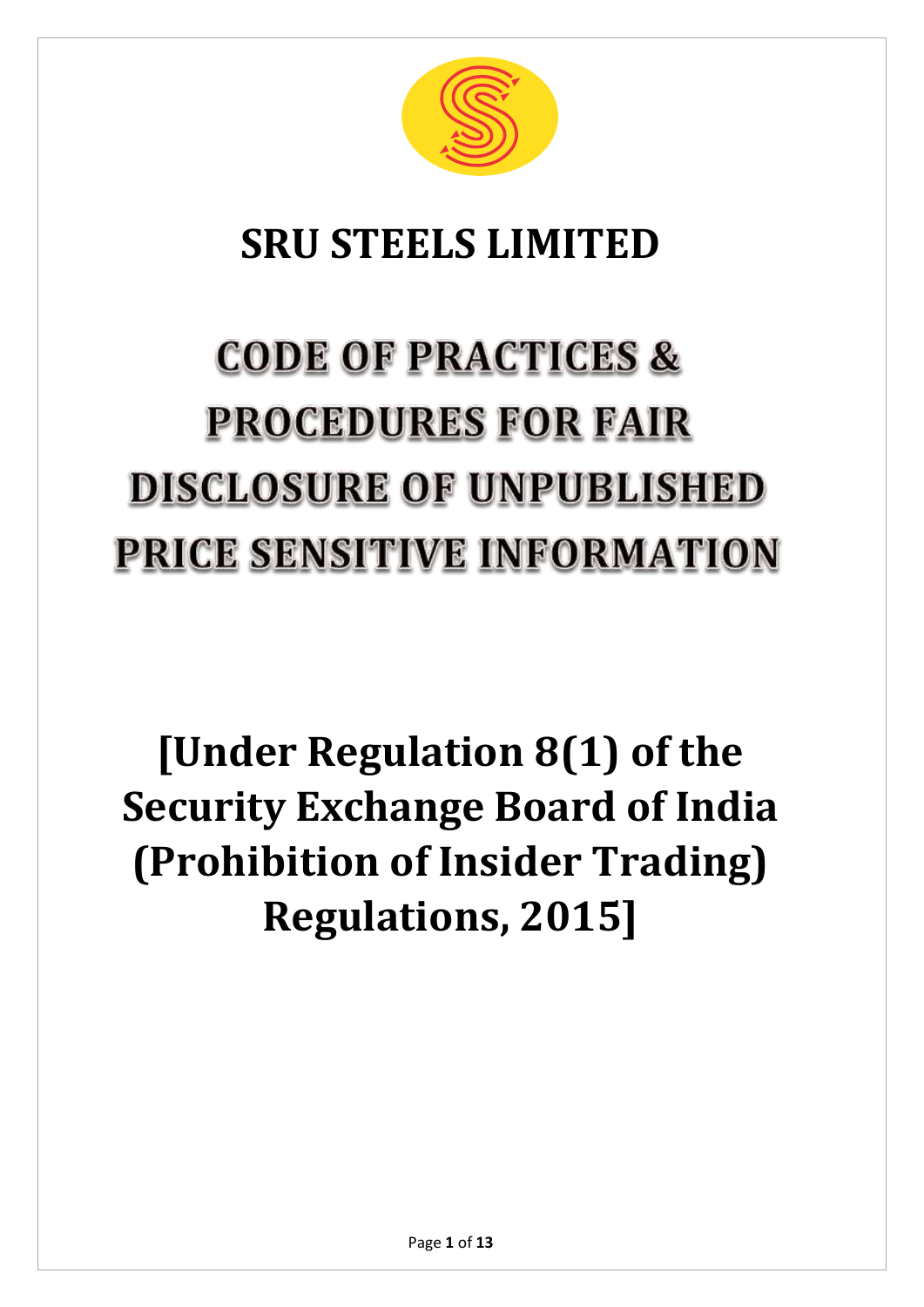# SRU STEELS LIMITED

# CODE OF PRACTICES & PROCEDURES FOR FAIR DISCLOSURE OF UNPUBLISHED PRICE SENSITIVE INFORMATION

## [Under Regulation 8(1) of the Security Exchange Board of India (Prohibition of Insider Trading) Regulations, 2015]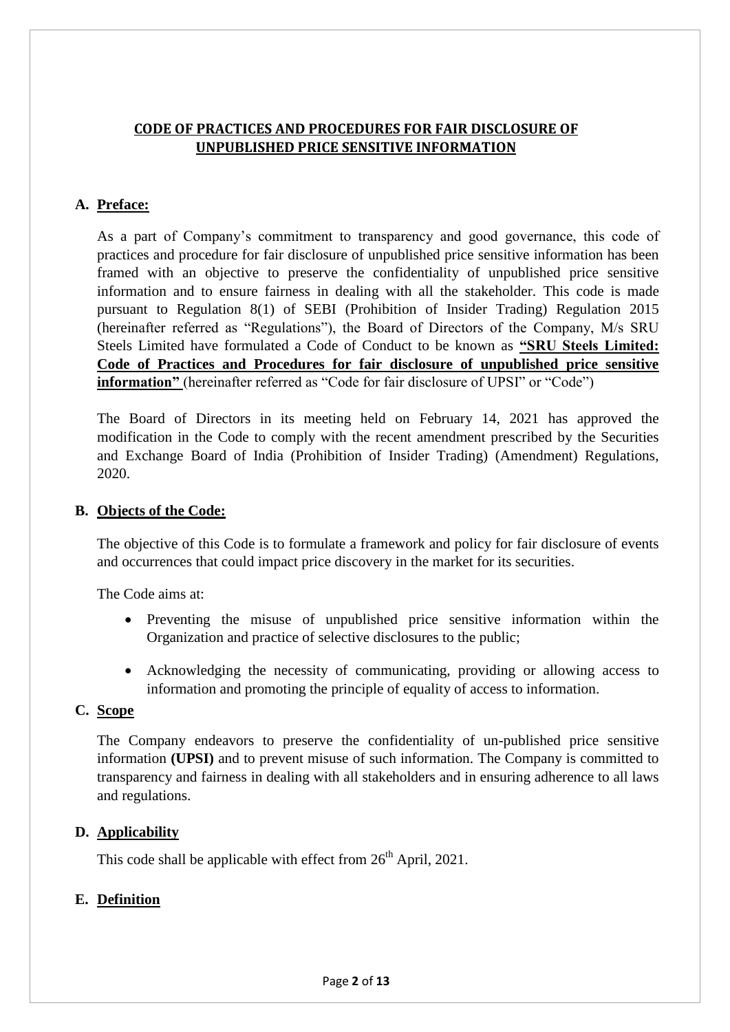## CODE OF PRACTICES AND PROCEDURES FOR FAIR DISCLOSURE OF UNPUBLISHED PRICE SENSITIVE INFORMATION

### A. Preface:

As a part of Company's commitment to transparency and good governance, this code of practices and procedure for fair disclosure of unpublished price sensitive information has been framed with an objective to preserve the confidentiality of unpublished price sensitive information and to ensure fairness in dealing with all the stakeholder. This code is made pursuant to Regulation 8(1) of SEBI (Prohibition of Insider Trading) Regulation 2015 (hereinafter referred as "Regulations"), the Board of Directors of the Company, M/s SRU Steels Limited have formulated a Code of Conduct to be known as **"SRU Steels Limited: Code of Practices and Procedures for fair disclosure of unpublished price sensitive information"** (hereinafter referred as "Code for fair disclosure of UPSI" or "Code")

The Board of Directors in its meeting held on February 14, 2021 has approved the modification in the Code to comply with the recent amendment prescribed by the Securities and Exchange Board of India (Prohibition of Insider Trading) (Amendment) Regulations, 2020.

### B. Objects of the Code:

The objective of this Code is to formulate a framework and policy for fair disclosure of events and occurrences that could impact price discovery in the market for its securities.

The Code aims at:

- Preventing the misuse of unpublished price sensitive information within the Organization and practice of selective disclosures to the public;
- Acknowledging the necessity of communicating, providing or allowing access to information and promoting the principle of equality of access to information.

### C. Scope

The Company endeavors to preserve the confidentiality of un-published price sensitive information **(UPSI)** and to prevent misuse of such information. The Company is committed to transparency and fairness in dealing with all stakeholders and in ensuring adherence to all laws and regulations.

### D. Applicability

This code shall be applicable with effect from 26th April, 2021.

### E. Definition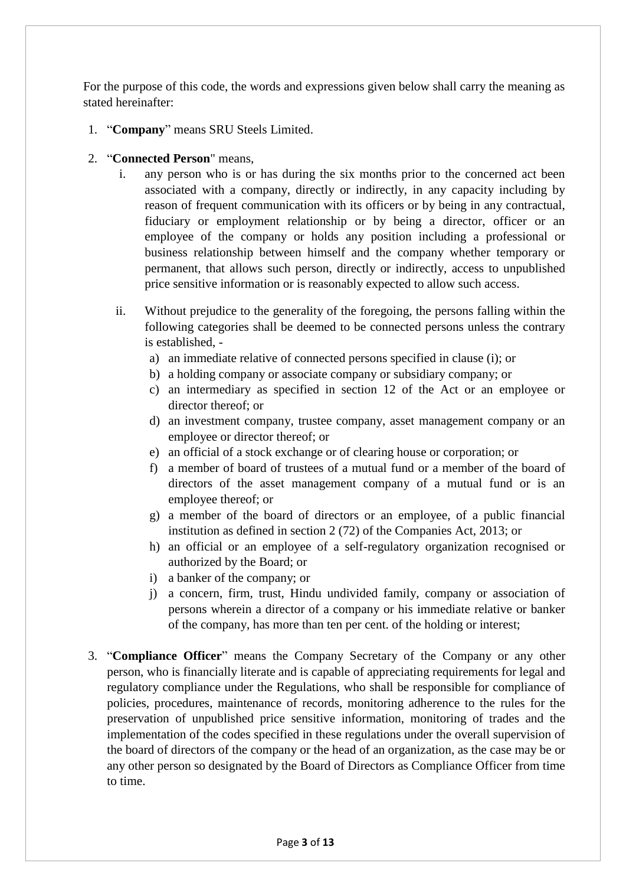For the purpose of this code, the words and expressions given below shall carry the meaning as stated hereinafter:

1. "**Company**" means SRU Steels Limited.

2. "**Connected Person**" means,
   i. any person who is or has during the six months prior to the concerned act been associated with a company, directly or indirectly, in any capacity including by reason of frequent communication with its officers or by being in any contractual, fiduciary or employment relationship or by being a director, officer or an employee of the company or holds any position including a professional or business relationship between himself and the company whether temporary or permanent, that allows such person, directly or indirectly, access to unpublished price sensitive information or is reasonably expected to allow such access.

   ii. Without prejudice to the generality of the foregoing, the persons falling within the following categories shall be deemed to be connected persons unless the contrary is established, -
      a) an immediate relative of connected persons specified in clause (i); or
      b) a holding company or associate company or subsidiary company; or
      c) an intermediary as specified in section 12 of the Act or an employee or director thereof; or
      d) an investment company, trustee company, asset management company or an employee or director thereof; or
      e) an official of a stock exchange or of clearing house or corporation; or
      f) a member of board of trustees of a mutual fund or a member of the board of directors of the asset management company of a mutual fund or is an employee thereof; or
      g) a member of the board of directors or an employee, of a public financial institution as defined in section 2 (72) of the Companies Act, 2013; or
      h) an official or an employee of a self-regulatory organization recognised or authorized by the Board; or
      i) a banker of the company; or
      j) a concern, firm, trust, Hindu undivided family, company or association of persons wherein a director of a company or his immediate relative or banker of the company, has more than ten per cent. of the holding or interest;

3. "**Compliance Officer**" means the Company Secretary of the Company or any other person, who is financially literate and is capable of appreciating requirements for legal and regulatory compliance under the Regulations, who shall be responsible for compliance of policies, procedures, maintenance of records, monitoring adherence to the rules for the preservation of unpublished price sensitive information, monitoring of trades and the implementation of the codes specified in these regulations under the overall supervision of the board of directors of the company or the head of an organization, as the case may be or any other person so designated by the Board of Directors as Compliance Officer from time to time.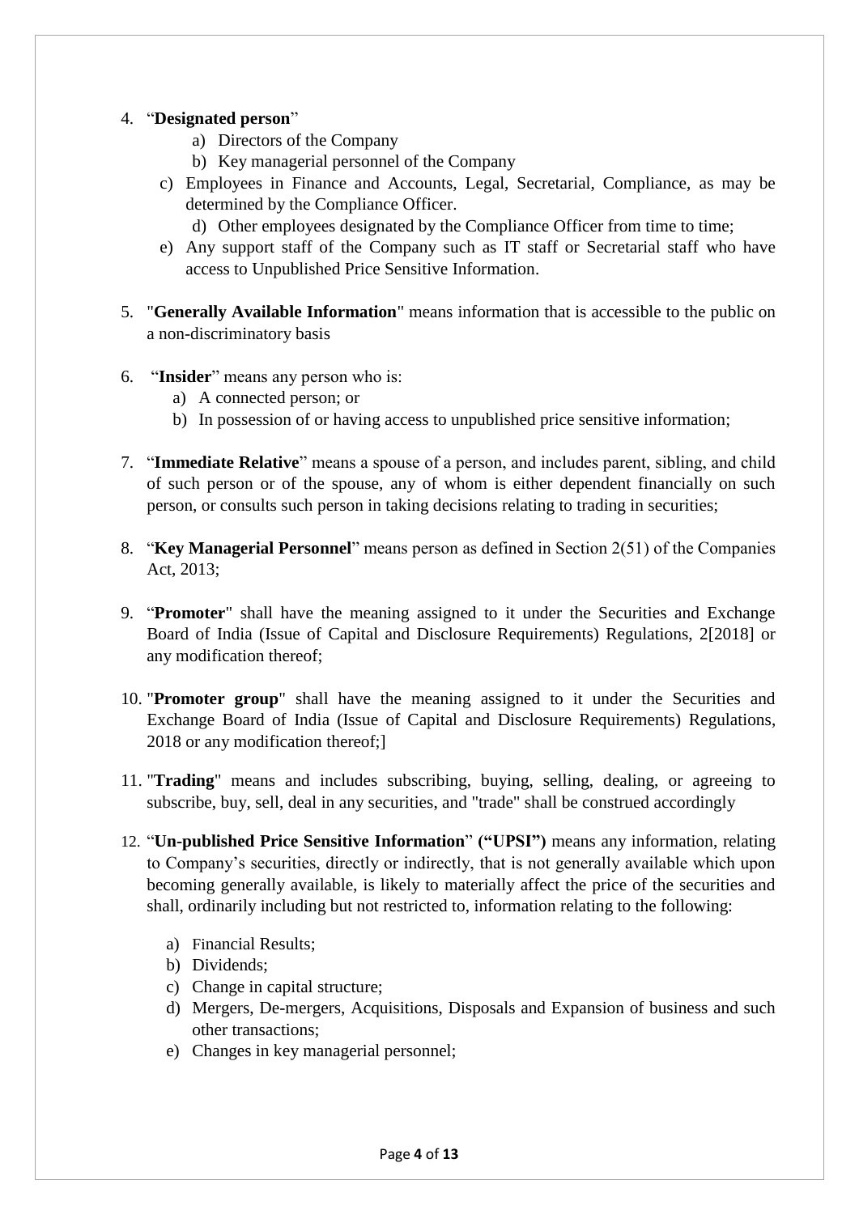4. "**Designated person**"
    a) Directors of the Company
    b) Key managerial personnel of the Company
    c) Employees in Finance and Accounts, Legal, Secretarial, Compliance, as may be determined by the Compliance Officer.
    d) Other employees designated by the Compliance Officer from time to time;
    e) Any support staff of the Company such as IT staff or Secretarial staff who have access to Unpublished Price Sensitive Information.

5. "**Generally Available Information**" means information that is accessible to the public on a non-discriminatory basis

6. "**Insider**" means any person who is:
    a) A connected person; or
    b) In possession of or having access to unpublished price sensitive information;

7. "**Immediate Relative**" means a spouse of a person, and includes parent, sibling, and child of such person or of the spouse, any of whom is either dependent financially on such person, or consults such person in taking decisions relating to trading in securities;

8. "**Key Managerial Personnel**" means person as defined in Section 2(51) of the Companies Act, 2013;

9. "**Promoter**" shall have the meaning assigned to it under the Securities and Exchange Board of India (Issue of Capital and Disclosure Requirements) Regulations, 2[2018] or any modification thereof;

10. "**Promoter group**" shall have the meaning assigned to it under the Securities and Exchange Board of India (Issue of Capital and Disclosure Requirements) Regulations, 2018 or any modification thereof;]

11. "**Trading**" means and includes subscribing, buying, selling, dealing, or agreeing to subscribe, buy, sell, deal in any securities, and "trade" shall be construed accordingly

12. "**Un-published Price Sensitive Information**" **("UPSI")** means any information, relating to Company's securities, directly or indirectly, that is not generally available which upon becoming generally available, is likely to materially affect the price of the securities and shall, ordinarily including but not restricted to, information relating to the following:
    a) Financial Results;
    b) Dividends;
    c) Change in capital structure;
    d) Mergers, De-mergers, Acquisitions, Disposals and Expansion of business and such other transactions;
    e) Changes in key managerial personnel;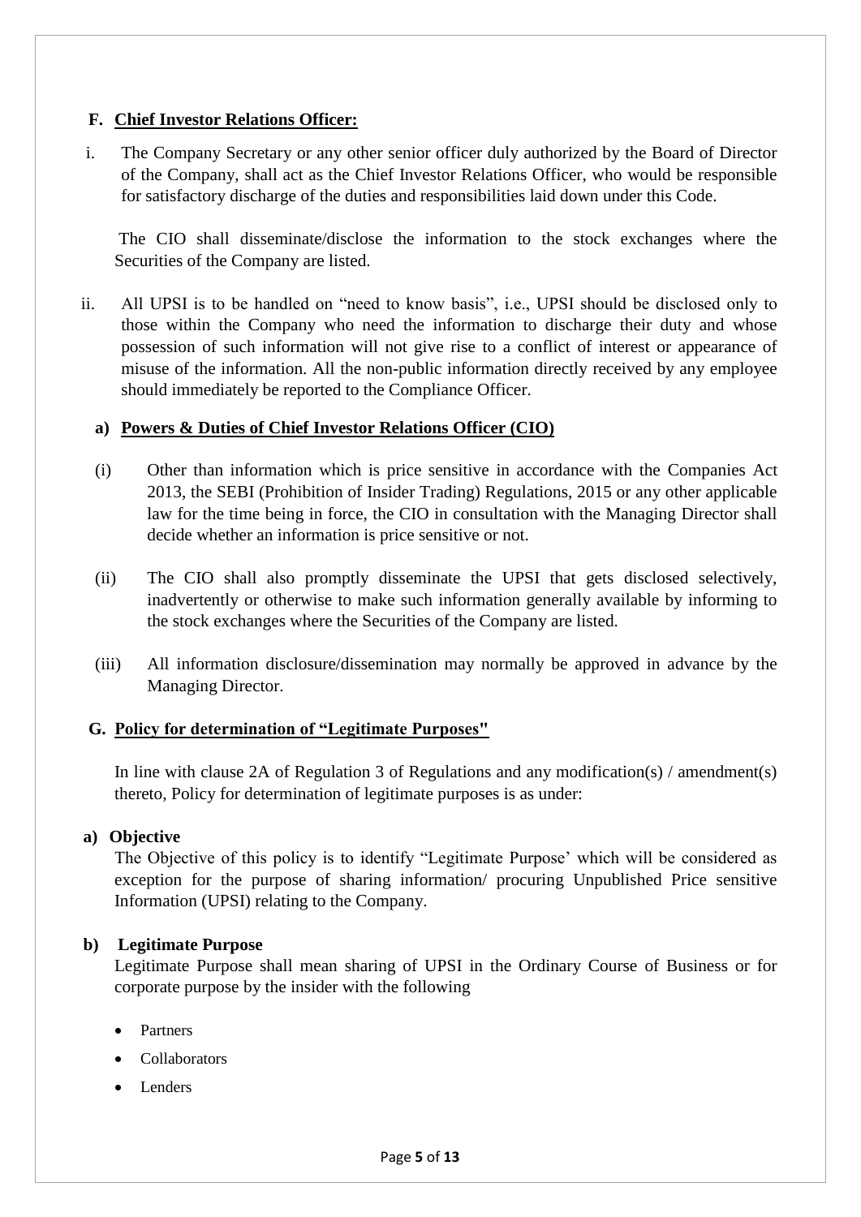## F. Chief Investor Relations Officer:

i. The Company Secretary or any other senior officer duly authorized by the Board of Director of the Company, shall act as the Chief Investor Relations Officer, who would be responsible for satisfactory discharge of the duties and responsibilities laid down under this Code.

   The CIO shall disseminate/disclose the information to the stock exchanges where the Securities of the Company are listed.

ii. All UPSI is to be handled on "need to know basis", i.e., UPSI should be disclosed only to those within the Company who need the information to discharge their duty and whose possession of such information will not give rise to a conflict of interest or appearance of misuse of the information. All the non-public information directly received by any employee should immediately be reported to the Compliance Officer.

### a) Powers & Duties of Chief Investor Relations Officer (CIO)

(i) Other than information which is price sensitive in accordance with the Companies Act 2013, the SEBI (Prohibition of Insider Trading) Regulations, 2015 or any other applicable law for the time being in force, the CIO in consultation with the Managing Director shall decide whether an information is price sensitive or not.

(ii) The CIO shall also promptly disseminate the UPSI that gets disclosed selectively, inadvertently or otherwise to make such information generally available by informing to the stock exchanges where the Securities of the Company are listed.

(iii) All information disclosure/dissemination may normally be approved in advance by the Managing Director.

## G. Policy for determination of "Legitimate Purposes"

In line with clause 2A of Regulation 3 of Regulations and any modification(s) / amendment(s) thereto, Policy for determination of legitimate purposes is as under:

**a) Objective**

The Objective of this policy is to identify "Legitimate Purpose' which will be considered as exception for the purpose of sharing information/ procuring Unpublished Price sensitive Information (UPSI) relating to the Company.

**b) Legitimate Purpose**

Legitimate Purpose shall mean sharing of UPSI in the Ordinary Course of Business or for corporate purpose by the insider with the following

- Partners
- Collaborators
- Lenders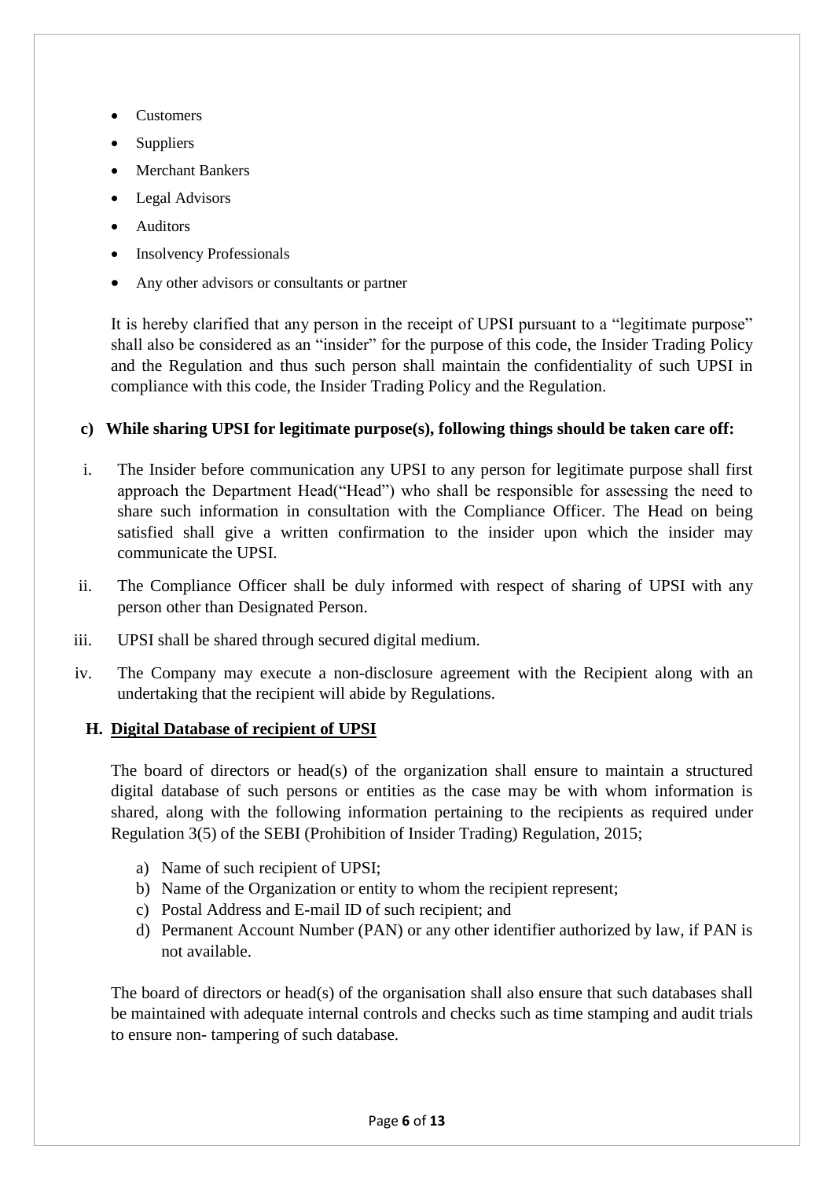- Customers
- Suppliers
- Merchant Bankers
- Legal Advisors
- Auditors
- Insolvency Professionals
- Any other advisors or consultants or partner

It is hereby clarified that any person in the receipt of UPSI pursuant to a "legitimate purpose" shall also be considered as an "insider" for the purpose of this code, the Insider Trading Policy and the Regulation and thus such person shall maintain the confidentiality of such UPSI in compliance with this code, the Insider Trading Policy and the Regulation.

**c) While sharing UPSI for legitimate purpose(s), following things should be taken care off:**

i. The Insider before communication any UPSI to any person for legitimate purpose shall first approach the Department Head("Head") who shall be responsible for assessing the need to share such information in consultation with the Compliance Officer. The Head on being satisfied shall give a written confirmation to the insider upon which the insider may communicate the UPSI.

ii. The Compliance Officer shall be duly informed with respect of sharing of UPSI with any person other than Designated Person.

iii. UPSI shall be shared through secured digital medium.

iv. The Company may execute a non-disclosure agreement with the Recipient along with an undertaking that the recipient will abide by Regulations.

## H. Digital Database of recipient of UPSI

The board of directors or head(s) of the organization shall ensure to maintain a structured digital database of such persons or entities as the case may be with whom information is shared, along with the following information pertaining to the recipients as required under Regulation 3(5) of the SEBI (Prohibition of Insider Trading) Regulation, 2015;

a) Name of such recipient of UPSI;
b) Name of the Organization or entity to whom the recipient represent;
c) Postal Address and E-mail ID of such recipient; and
d) Permanent Account Number (PAN) or any other identifier authorized by law, if PAN is not available.

The board of directors or head(s) of the organisation shall also ensure that such databases shall be maintained with adequate internal controls and checks such as time stamping and audit trials to ensure non- tampering of such database.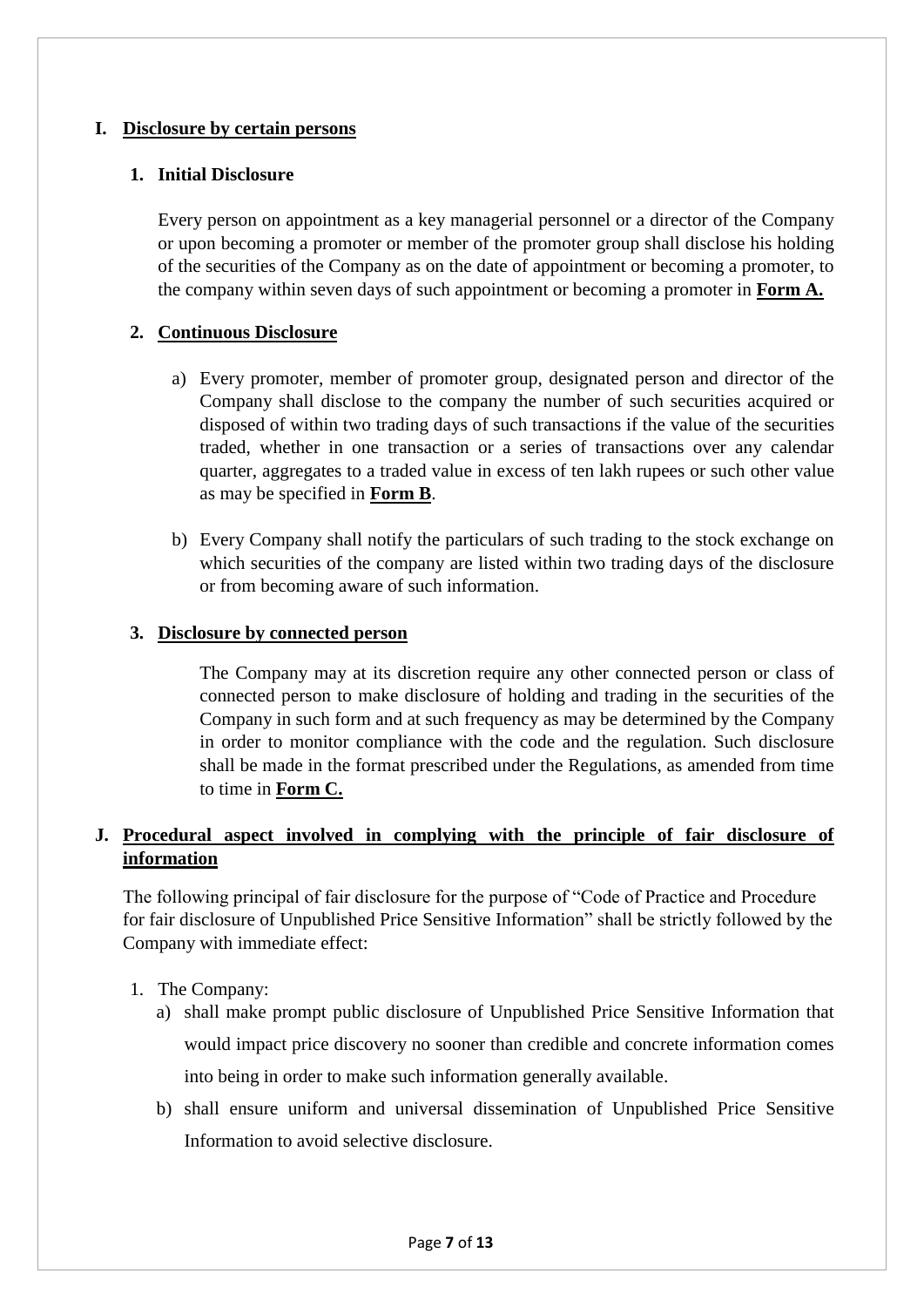## I. Disclosure by certain persons

### 1. Initial Disclosure

Every person on appointment as a key managerial personnel or a director of the Company or upon becoming a promoter or member of the promoter group shall disclose his holding of the securities of the Company as on the date of appointment or becoming a promoter, to the company within seven days of such appointment or becoming a promoter in **Form A.**

### 2. Continuous Disclosure

a) Every promoter, member of promoter group, designated person and director of the Company shall disclose to the company the number of such securities acquired or disposed of within two trading days of such transactions if the value of the securities traded, whether in one transaction or a series of transactions over any calendar quarter, aggregates to a traded value in excess of ten lakh rupees or such other value as may be specified in **Form B**.

b) Every Company shall notify the particulars of such trading to the stock exchange on which securities of the company are listed within two trading days of the disclosure or from becoming aware of such information.

### 3. Disclosure by connected person

The Company may at its discretion require any other connected person or class of connected person to make disclosure of holding and trading in the securities of the Company in such form and at such frequency as may be determined by the Company in order to monitor compliance with the code and the regulation. Such disclosure shall be made in the format prescribed under the Regulations, as amended from time to time in **Form C.**

## J. Procedural aspect involved in complying with the principle of fair disclosure of information

The following principal of fair disclosure for the purpose of "Code of Practice and Procedure for fair disclosure of Unpublished Price Sensitive Information" shall be strictly followed by the Company with immediate effect:

1. The Company:
   a) shall make prompt public disclosure of Unpublished Price Sensitive Information that would impact price discovery no sooner than credible and concrete information comes into being in order to make such information generally available.
   b) shall ensure uniform and universal dissemination of Unpublished Price Sensitive Information to avoid selective disclosure.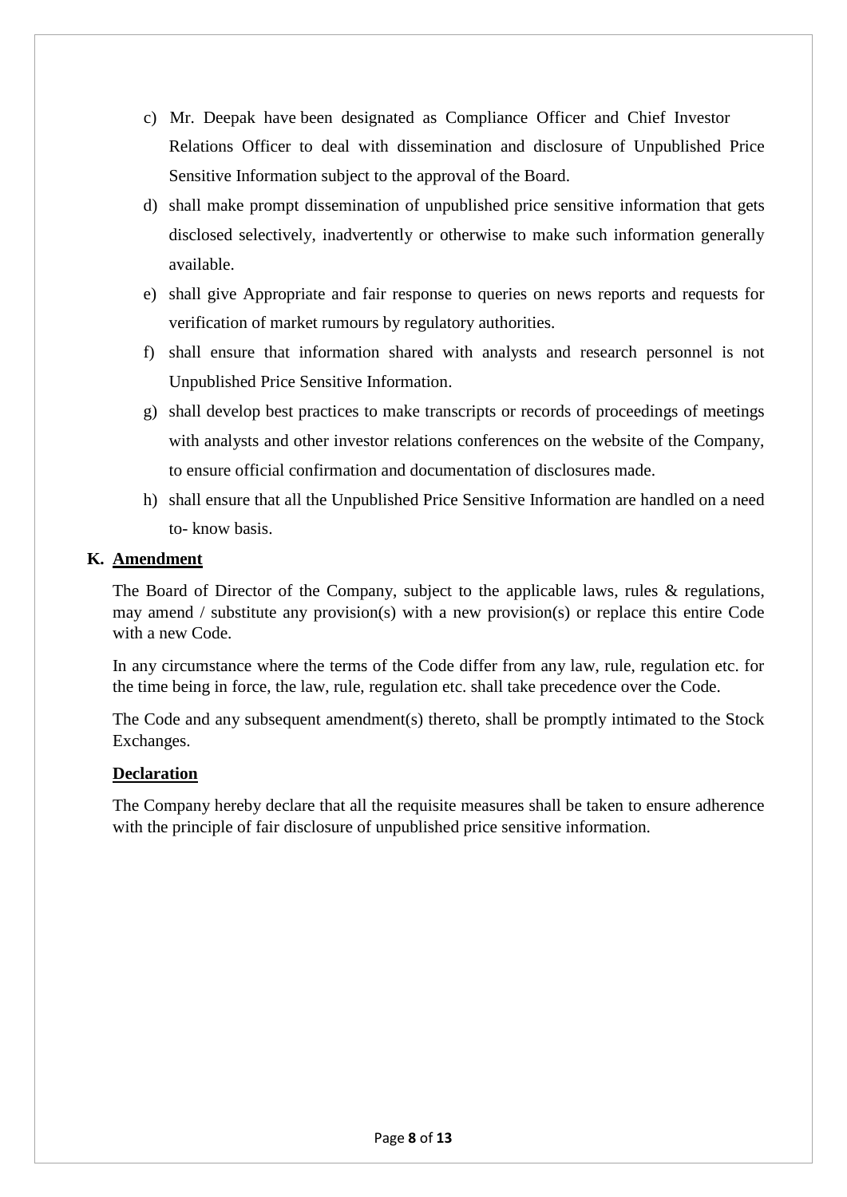c) Mr. Deepak have been designated as Compliance Officer and Chief Investor Relations Officer to deal with dissemination and disclosure of Unpublished Price Sensitive Information subject to the approval of the Board.

d) shall make prompt dissemination of unpublished price sensitive information that gets disclosed selectively, inadvertently or otherwise to make such information generally available.

e) shall give Appropriate and fair response to queries on news reports and requests for verification of market rumours by regulatory authorities.

f) shall ensure that information shared with analysts and research personnel is not Unpublished Price Sensitive Information.

g) shall develop best practices to make transcripts or records of proceedings of meetings with analysts and other investor relations conferences on the website of the Company, to ensure official confirmation and documentation of disclosures made.

h) shall ensure that all the Unpublished Price Sensitive Information are handled on a need to- know basis.

## K. Amendment

The Board of Director of the Company, subject to the applicable laws, rules & regulations, may amend / substitute any provision(s) with a new provision(s) or replace this entire Code with a new Code.

In any circumstance where the terms of the Code differ from any law, rule, regulation etc. for the time being in force, the law, rule, regulation etc. shall take precedence over the Code.

The Code and any subsequent amendment(s) thereto, shall be promptly intimated to the Stock Exchanges.

## Declaration

The Company hereby declare that all the requisite measures shall be taken to ensure adherence with the principle of fair disclosure of unpublished price sensitive information.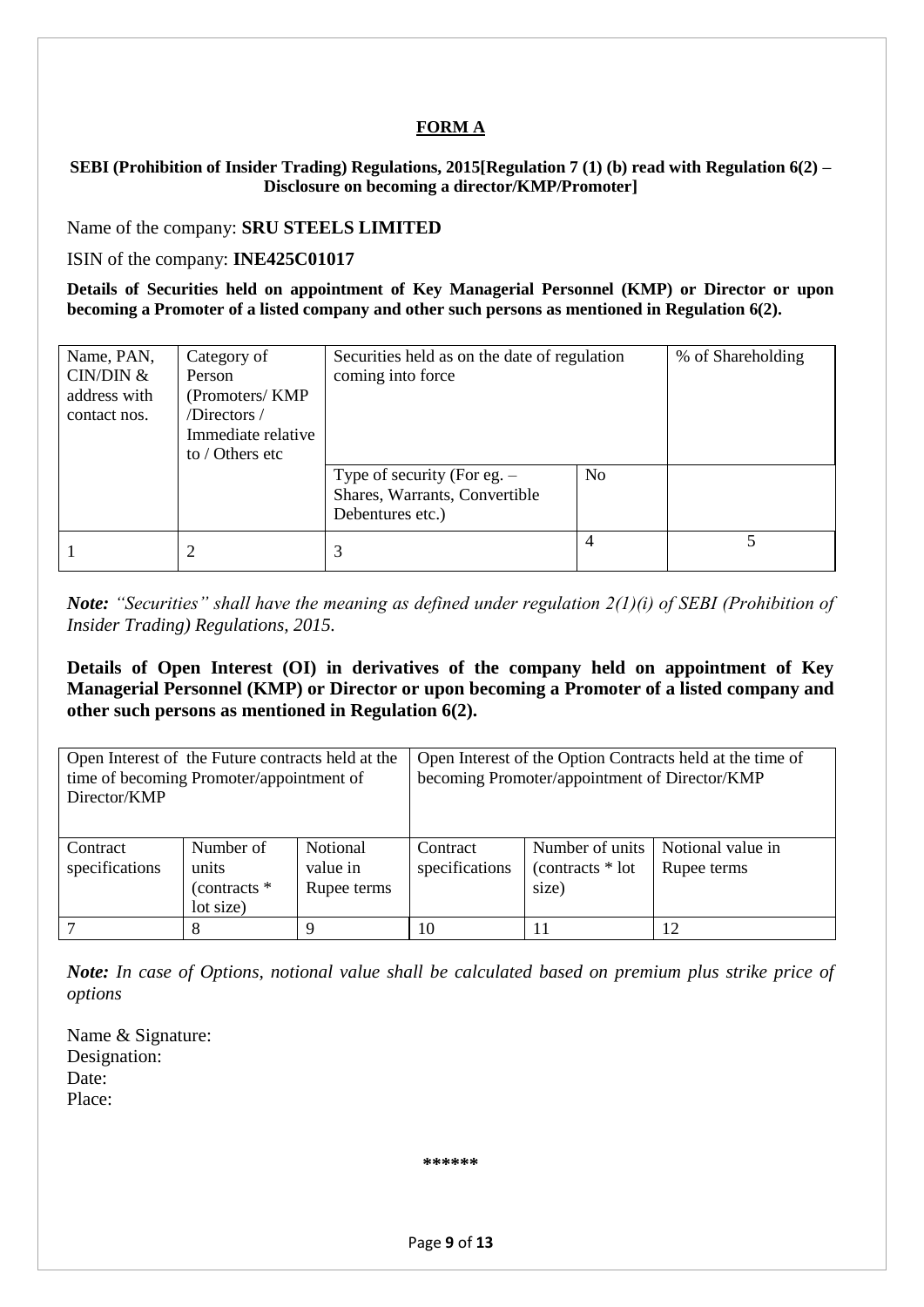# FORM A

**SEBI (Prohibition of Insider Trading) Regulations, 2015[Regulation 7 (1) (b) read with Regulation 6(2) – Disclosure on becoming a director/KMP/Promoter]**

Name of the company: **SRU STEELS LIMITED**

ISIN of the company: **INE425C01017**

**Details of Securities held on appointment of Key Managerial Personnel (KMP) or Director or upon becoming a Promoter of a listed company and other such persons as mentioned in Regulation 6(2).**

| Name, PAN, CIN/DIN & address with contact nos. | Category of Person (Promoters/ KMP /Directors / Immediate relative to / Others etc | Securities held as on the date of regulation coming into force | | % of Shareholding |
|---|---|---|---|---|
| | | Type of security (For eg. – Shares, Warrants, Convertible Debentures etc.) | No | |
| 1 | 2 | 3 | 4 | 5 |

*Note: "Securities" shall have the meaning as defined under regulation 2(1)(i) of SEBI (Prohibition of Insider Trading) Regulations, 2015.*

**Details of Open Interest (OI) in derivatives of the company held on appointment of Key Managerial Personnel (KMP) or Director or upon becoming a Promoter of a listed company and other such persons as mentioned in Regulation 6(2).**

| Open Interest of the Future contracts held at the time of becoming Promoter/appointment of Director/KMP | | | Open Interest of the Option Contracts held at the time of becoming Promoter/appointment of Director/KMP | | |
|---|---|---|---|---|---|
| Contract specifications | Number of units (contracts * lot size) | Notional value in Rupee terms | Contract specifications | Number of units (contracts * lot size) | Notional value in Rupee terms |
| 7 | 8 | 9 | 10 | 11 | 12 |

***Note:** In case of Options, notional value shall be calculated based on premium plus strike price of options*

Name & Signature:
Designation:
Date:
Place:

******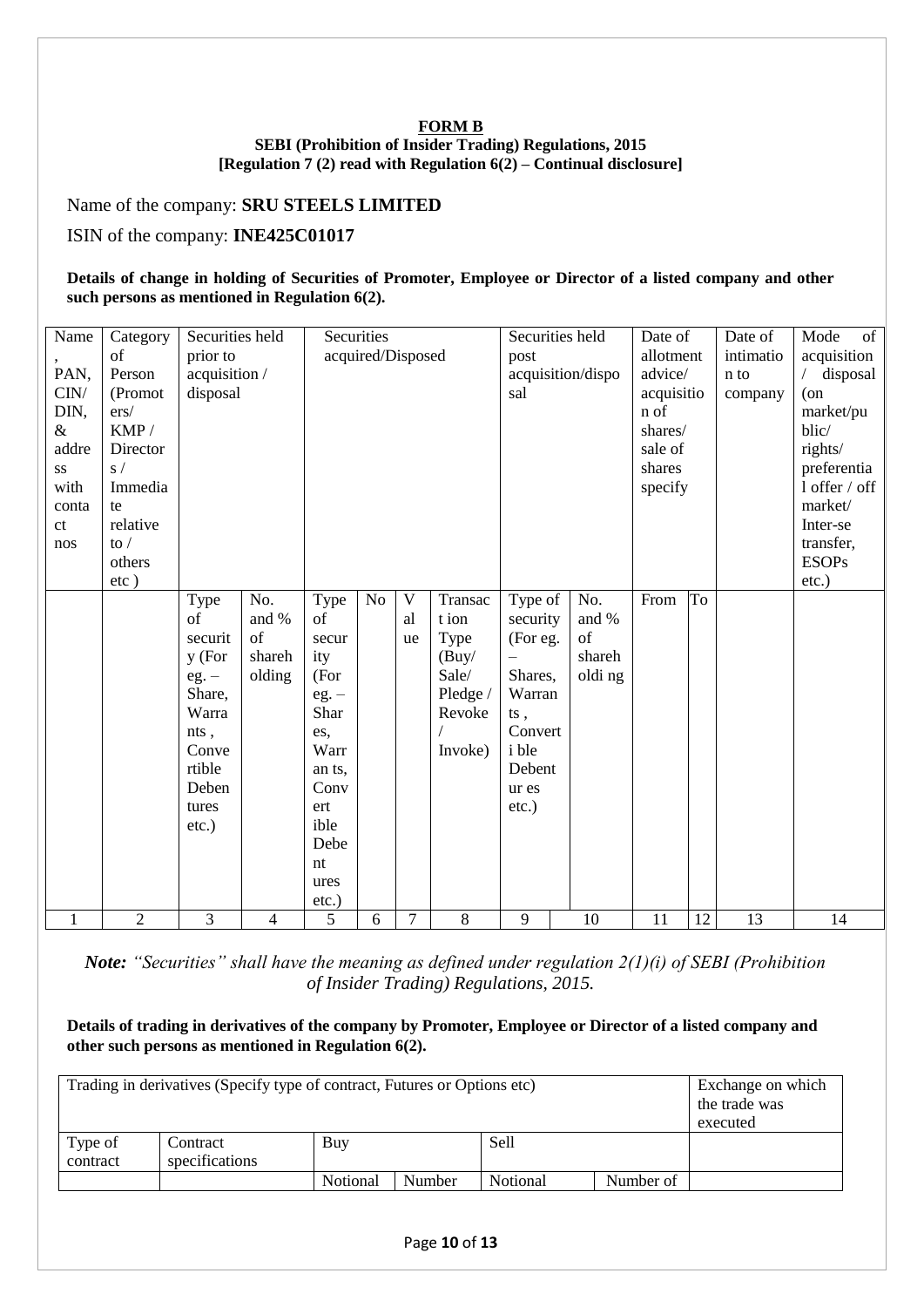**FORM B**

**SEBI (Prohibition of Insider Trading) Regulations, 2015**
**[Regulation 7 (2) read with Regulation 6(2) – Continual disclosure]**

Name of the company: **SRU STEELS LIMITED**

ISIN of the company: **INE425C01017**

**Details of change in holding of Securities of Promoter, Employee or Director of a listed company and other such persons as mentioned in Regulation 6(2).**

| Name, PAN, CIN/ DIN, & address with contact nos | Category of Person (Promoters/ KMP / Directors / Immediate relative to / others etc ) | Securities held prior to acquisition / disposal | | Securities acquired/Disposed | | | | Securities held post acquisition/disposal | | Date of allotment advice/ acquisition of shares/ sale of shares specify | | Date of intimation to company | Mode of acquisition / disposal (on market/public/ rights/ preferential offer / off market/ Inter-se transfer, ESOPs etc.) |
|---|---|---|---|---|---|---|---|---|---|---|---|---|---|
| | | Type of security (For eg. – Share, Warrants , Convertible Debentures etc.) | No. and % of shareholding | Type of security (For eg. – Shares, Warrants, Convertible Debentures etc.) | No | Value | Transaction Type (Buy/ Sale/ Pledge / Revoke / Invoke) | Type of security (For eg. – Shares, Warrants , Convertible Debentures etc.) | No. and % of shareholding | From | To | | |
| 1 | 2 | 3 | 4 | 5 | 6 | 7 | 8 | 9 | 10 | 11 | 12 | 13 | 14 |

***Note:** "Securities" shall have the meaning as defined under regulation 2(1)(i) of SEBI (Prohibition of Insider Trading) Regulations, 2015.*

**Details of trading in derivatives of the company by Promoter, Employee or Director of a listed company and other such persons as mentioned in Regulation 6(2).**

| Trading in derivatives (Specify type of contract, Futures or Options etc) | | | | | | Exchange on which the trade was executed |
|---|---|---|---|---|---|---|
| Type of contract | Contract specifications | Buy | | Sell | | |
| | | Notional | Number | Notional | Number of | |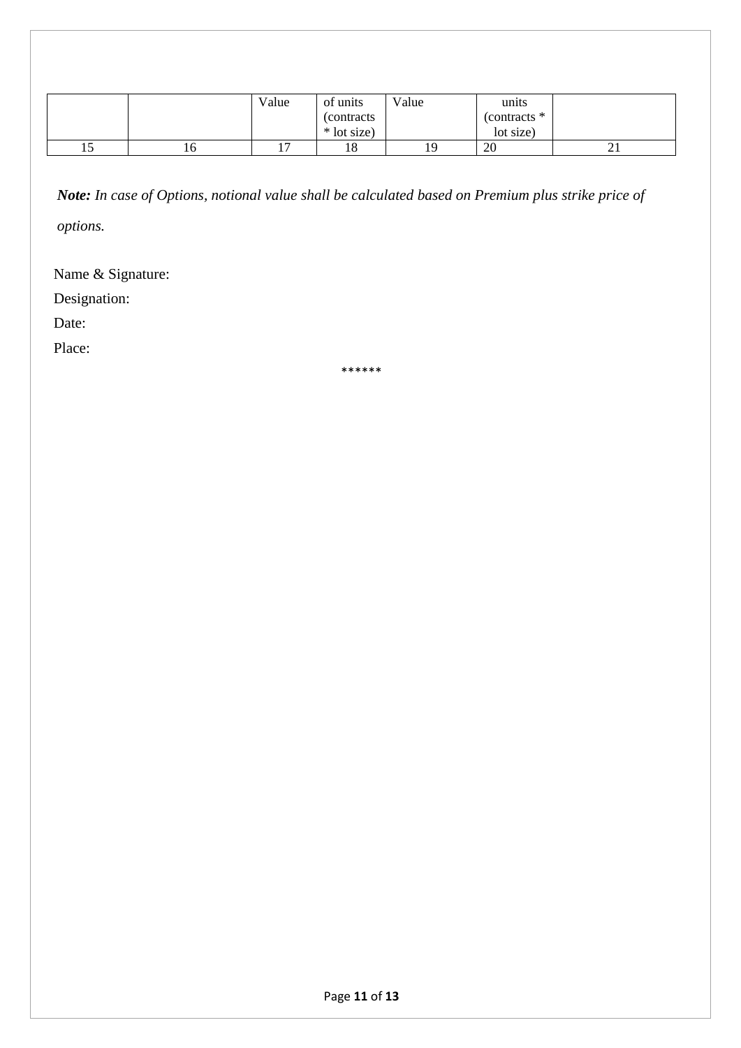|  |  | Value | of units (contracts * lot size) | Value | units (contracts * lot size) |  |
|---|---|---|---|---|---|---|
| 15 | 16 | 17 | 18 | 19 | 20 | 21 |

***Note:*** *In case of Options, notional value shall be calculated based on Premium plus strike price of options.*

Name & Signature:

Designation:

Date:

Place:

******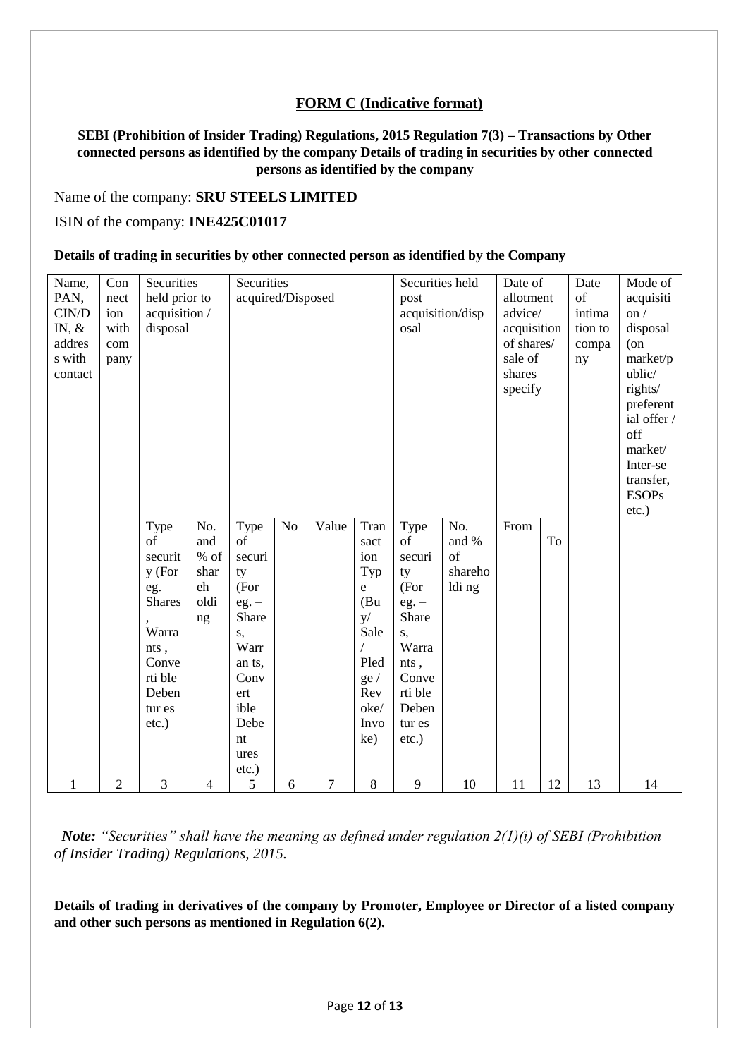## FORM C (Indicative format)

**SEBI (Prohibition of Insider Trading) Regulations, 2015 Regulation 7(3) – Transactions by Other connected persons as identified by the company Details of trading in securities by other connected persons as identified by the company**

Name of the company: **SRU STEELS LIMITED**

ISIN of the company: **INE425C01017**

**Details of trading in securities by other connected person as identified by the Company**

| Name, PAN, CIN/DIN, & address with contact | Connection with company | Securities held prior to acquisition / disposal | | Securities acquired/Disposed | | | | Securities held post acquisition/disposal | | Date of allotment advice/ acquisition of shares/ sale of shares specify | | Date of intimation to company | Mode of acquisition / disposal (on market/public/ rights/ preferential offer / off market/ Inter-se transfer, ESOPs etc.) |
|---|---|---|---|---|---|---|---|---|---|---|---|---|---|
| | | Type of security (For eg. – Shares, Warrants, Convertible Debentures etc.) | No. and % of shareholding | Type of security (For eg. – Shares, Warrants, Convertible Debentures etc.) | No | Value | Transaction Type (Buy/ Sale / Pledge / Revoke/ Invoke) | Type of security (For eg. – Shares, Warrants, Convertible Debentures etc.) | No. and % of shareholding | From | To | | |
| 1 | 2 | 3 | 4 | 5 | 6 | 7 | 8 | 9 | 10 | 11 | 12 | 13 | 14 |

***Note:*** *"Securities" shall have the meaning as defined under regulation 2(1)(i) of SEBI (Prohibition of Insider Trading) Regulations, 2015.*

**Details of trading in derivatives of the company by Promoter, Employee or Director of a listed company and other such persons as mentioned in Regulation 6(2).**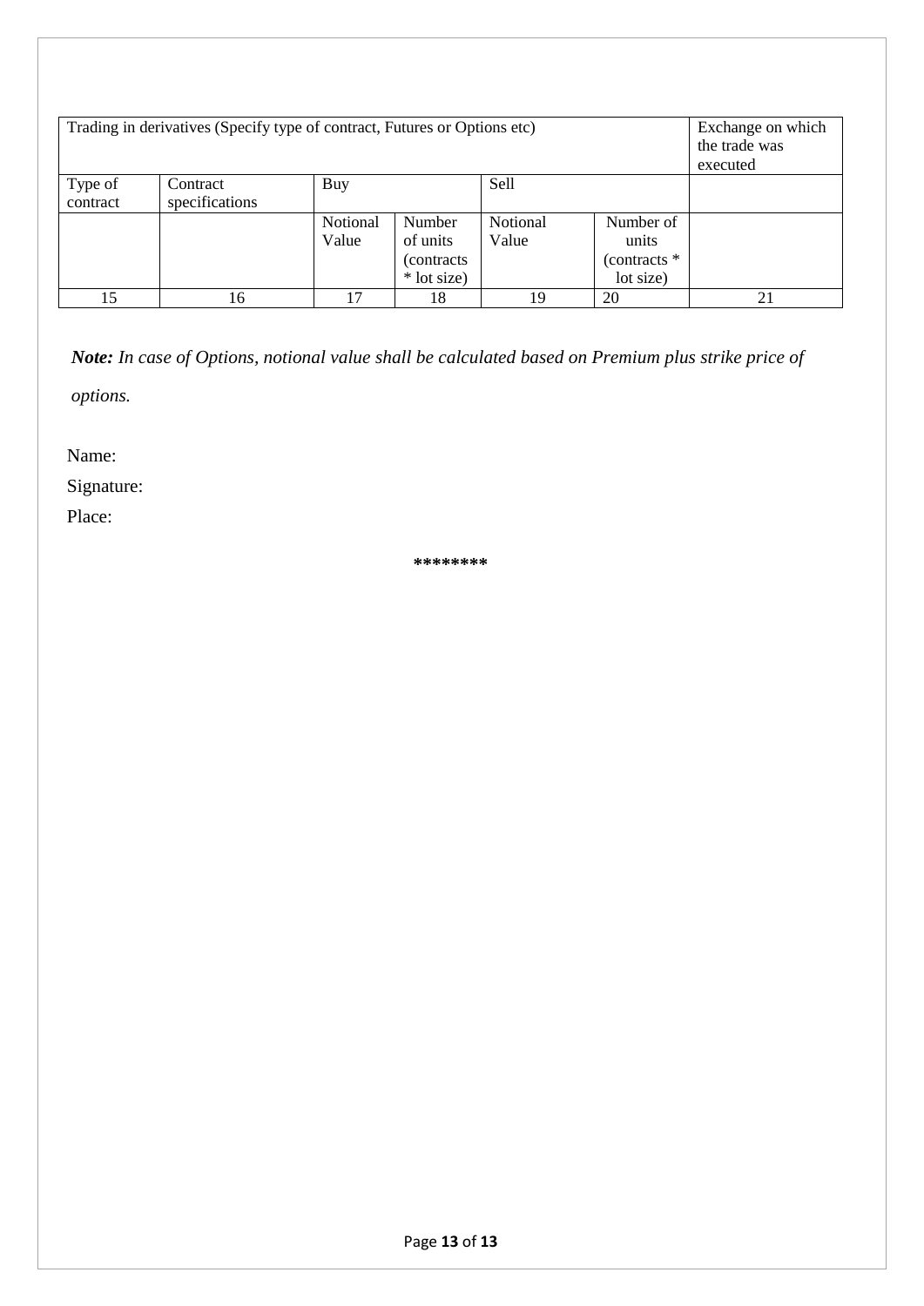| Trading in derivatives (Specify type of contract, Futures or Options etc) | | | | | | Exchange on which the trade was executed |
|---|---|---|---|---|---|---|
| Type of contract | Contract specifications | Buy | | Sell | | |
| | | Notional Value | Number of units (contracts * lot size) | Notional Value | Number of units (contracts * lot size) | |
| 15 | 16 | 17 | 18 | 19 | 20 | 21 |

***Note:*** *In case of Options, notional value shall be calculated based on Premium plus strike price of options.*

Name:

Signature:

Place:

********